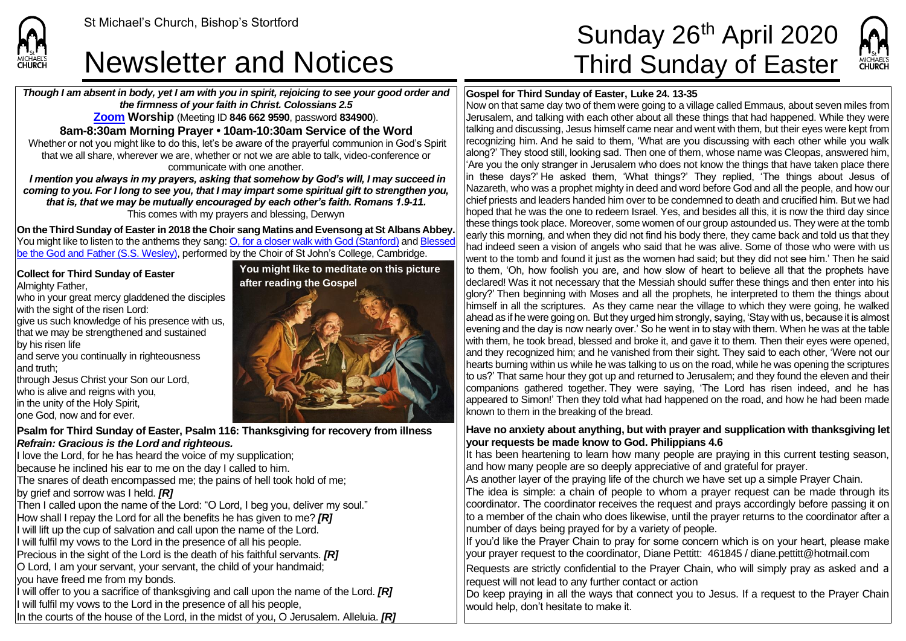St Michael's Church, Bishop's Stortford

# Newsletter and Notices

# Sunday 26th April 2020 Third Sunday of Easter

***Though I am absent in body, yet I am with you in spirit, rejoicing to see your good order and the firmness of your faith in Christ. Colossians 2.5***

**Zoom Worship** (Meeting ID **846 662 9590**, password **834900**).

**8am-8:30am Morning Prayer • 10am-10:30am Service of the Word**

Whether or not you might like to do this, let's be aware of the prayerful communion in God's Spirit that we all share, wherever we are, whether or not we are able to talk, video-conference or communicate with one another.

***I mention you always in my prayers, asking that somehow by God's will, I may succeed in coming to you. For I long to see you, that I may impart some spiritual gift to strengthen you, that is, that we may be mutually encouraged by each other's faith. Romans 1.9-11.***

This comes with my prayers and blessing, Derwyn

**On the Third Sunday of Easter in 2018 the Choir sang Matins and Evensong at St Albans Abbey.** You might like to listen to the anthems they sang: O, for a closer walk with God (Stanford) and Blessed be the God and Father (S.S. Wesley), performed by the Choir of St John's College, Cambridge.

**Collect for Third Sunday of Easter**

Almighty Father,
who in your great mercy gladdened the disciples
with the sight of the risen Lord:
give us such knowledge of his presence with us,
that we may be strengthened and sustained
by his risen life
and serve you continually in righteousness
and truth;
through Jesus Christ your Son our Lord,
who is alive and reigns with you,
in the unity of the Holy Spirit,
one God, now and for ever.

**You might like to meditate on this picture after reading the Gospel**

**Psalm for Third Sunday of Easter, Psalm 116: Thanksgiving for recovery from illness**

***Refrain: Gracious is the Lord and righteous.***

I love the Lord, for he has heard the voice of my supplication;
because he inclined his ear to me on the day I called to him.
The snares of death encompassed me; the pains of hell took hold of me;
by grief and sorrow was I held. ***[R]***
Then I called upon the name of the Lord: "O Lord, I beg you, deliver my soul."
How shall I repay the Lord for all the benefits he has given to me? ***[R]***
I will lift up the cup of salvation and call upon the name of the Lord.
I will fulfil my vows to the Lord in the presence of all his people.
Precious in the sight of the Lord is the death of his faithful servants. ***[R]***
O Lord, I am your servant, your servant, the child of your handmaid;
you have freed me from my bonds.
I will offer to you a sacrifice of thanksgiving and call upon the name of the Lord. ***[R]***
I will fulfil my vows to the Lord in the presence of all his people,
In the courts of the house of the Lord, in the midst of you, O Jerusalem. Alleluia. ***[R]***

**Gospel for Third Sunday of Easter, Luke 24. 13-35**

Now on that same day two of them were going to a village called Emmaus, about seven miles from Jerusalem, and talking with each other about all these things that had happened. While they were talking and discussing, Jesus himself came near and went with them, but their eyes were kept from recognizing him. And he said to them, 'What are you discussing with each other while you walk along?' They stood still, looking sad. Then one of them, whose name was Cleopas, answered him, 'Are you the only stranger in Jerusalem who does not know the things that have taken place there in these days?' He asked them, 'What things?' They replied, 'The things about Jesus of Nazareth, who was a prophet mighty in deed and word before God and all the people, and how our chief priests and leaders handed him over to be condemned to death and crucified him. But we had hoped that he was the one to redeem Israel. Yes, and besides all this, it is now the third day since these things took place. Moreover, some women of our group astounded us. They were at the tomb early this morning, and when they did not find his body there, they came back and told us that they had indeed seen a vision of angels who said that he was alive. Some of those who were with us went to the tomb and found it just as the women had said; but they did not see him.' Then he said to them, 'Oh, how foolish you are, and how slow of heart to believe all that the prophets have declared! Was it not necessary that the Messiah should suffer these things and then enter into his glory?' Then beginning with Moses and all the prophets, he interpreted to them the things about himself in all the scriptures. As they came near the village to which they were going, he walked ahead as if he were going on. But they urged him strongly, saying, 'Stay with us, because it is almost evening and the day is now nearly over.' So he went in to stay with them. When he was at the table with them, he took bread, blessed and broke it, and gave it to them. Then their eyes were opened, and they recognized him; and he vanished from their sight. They said to each other, 'Were not our hearts burning within us while he was talking to us on the road, while he was opening the scriptures to us?' That same hour they got up and returned to Jerusalem; and they found the eleven and their companions gathered together. They were saying, 'The Lord has risen indeed, and he has appeared to Simon!' Then they told what had happened on the road, and how he had been made known to them in the breaking of the bread.

**Have no anxiety about anything, but with prayer and supplication with thanksgiving let your requests be made know to God. Philippians 4.6**

It has been heartening to learn how many people are praying in this current testing season, and how many people are so deeply appreciative of and grateful for prayer.

As another layer of the praying life of the church we have set up a simple Prayer Chain.

The idea is simple: a chain of people to whom a prayer request can be made through its coordinator. The coordinator receives the request and prays accordingly before passing it on to a member of the chain who does likewise, until the prayer returns to the coordinator after a number of days being prayed for by a variety of people.

If you'd like the Prayer Chain to pray for some concern which is on your heart, please make your prayer request to the coordinator, Diane Pettitt: 461845 / diane.pettitt@hotmail.com

Requests are strictly confidential to the Prayer Chain, who will simply pray as asked and a request will not lead to any further contact or action

Do keep praying in all the ways that connect you to Jesus. If a request to the Prayer Chain would help, don't hesitate to make it.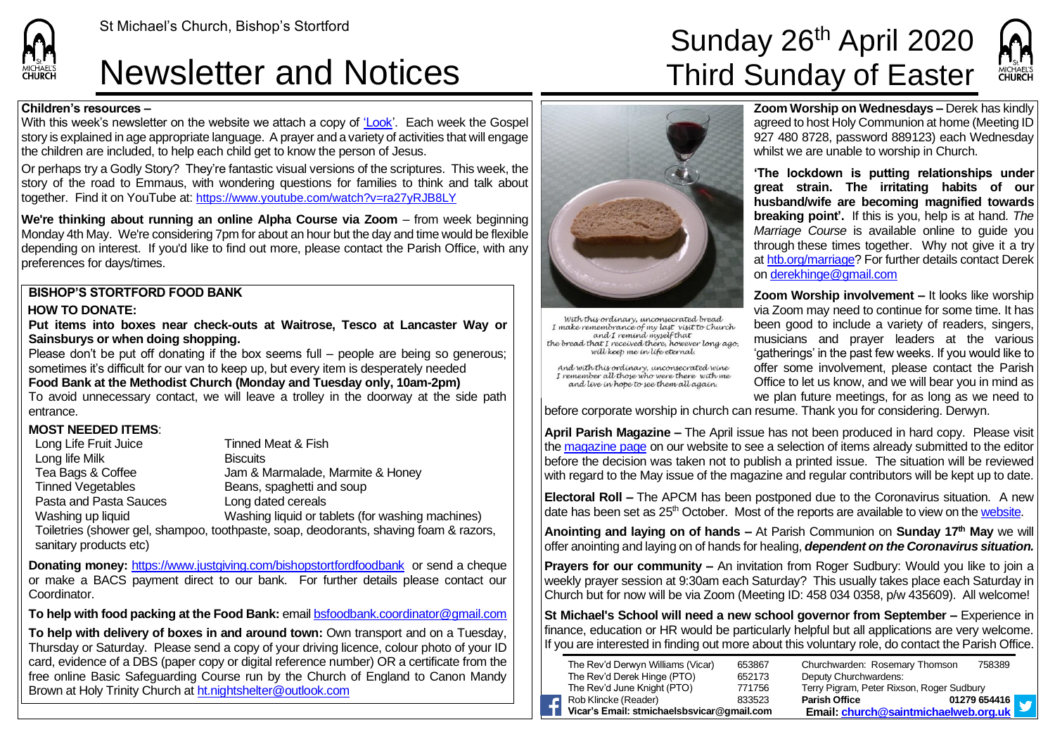St Michael's Church, Bishop's Stortford

# Newsletter and Notices

# Sunday 26th April 2020 Third Sunday of Easter

**Children's resources –**

With this week's newsletter on the website we attach a copy of 'Look'. Each week the Gospel story is explained in age appropriate language. A prayer and a variety of activities that will engage the children are included, to help each child get to know the person of Jesus.

Or perhaps try a Godly Story? They're fantastic visual versions of the scriptures. This week, the story of the road to Emmaus, with wondering questions for families to think and talk about together. Find it on YouTube at: https://www.youtube.com/watch?v=ra27yRJB8LY

**We're thinking about running an online Alpha Course via Zoom** – from week beginning Monday 4th May. We're considering 7pm for about an hour but the day and time would be flexible depending on interest. If you'd like to find out more, please contact the Parish Office, with any preferences for days/times.

## BISHOP'S STORTFORD FOOD BANK

**HOW TO DONATE:**

**Put items into boxes near check-outs at Waitrose, Tesco at Lancaster Way or Sainsburys or when doing shopping.**

Please don't be put off donating if the box seems full – people are being so generous; sometimes it's difficult for our van to keep up, but every item is desperately needed

**Food Bank at the Methodist Church (Monday and Tuesday only, 10am-2pm)**

To avoid unnecessary contact, we will leave a trolley in the doorway at the side path entrance.

**MOST NEEDED ITEMS**:

| | |
|---|---|
| Long Life Fruit Juice | Tinned Meat & Fish |
| Long life Milk | Biscuits |
| Tea Bags & Coffee | Jam & Marmalade, Marmite & Honey |
| Tinned Vegetables | Beans, spaghetti and soup |
| Pasta and Pasta Sauces | Long dated cereals |
| Washing up liquid | Washing liquid or tablets (for washing machines) |

Toiletries (shower gel, shampoo, toothpaste, soap, deodorants, shaving foam & razors, sanitary products etc)

**Donating money:** https://www.justgiving.com/bishopstortfordfoodbank or send a cheque or make a BACS payment direct to our bank. For further details please contact our Coordinator.

**To help with food packing at the Food Bank:** email bsfoodbank.coordinator@gmail.com

**To help with delivery of boxes in and around town:** Own transport and on a Tuesday, Thursday or Saturday. Please send a copy of your driving licence, colour photo of your ID card, evidence of a DBS (paper copy or digital reference number) OR a certificate from the free online Basic Safeguarding Course run by the Church of England to Canon Mandy Brown at Holy Trinity Church at ht.nightshelter@outlook.com

*With this ordinary, unconsecrated bread I make remembrance of my last visit to Church and I remind myself that the bread that I received there, however long ago, will keep me in life eternal.*

*And with this ordinary, unconsecrated wine I remember all those who were there with me and live in hope to see them all again.*

**Zoom Worship on Wednesdays –** Derek has kindly agreed to host Holy Communion at home (Meeting ID 927 480 8728, password 889123) each Wednesday whilst we are unable to worship in Church.

**'The lockdown is putting relationships under great strain. The irritating habits of our husband/wife are becoming magnified towards breaking point'.** If this is you, help is at hand. *The Marriage Course* is available online to guide you through these times together. Why not give it a try at htb.org/marriage? For further details contact Derek on derekhinge@gmail.com

**Zoom Worship involvement –** It looks like worship via Zoom may need to continue for some time. It has been good to include a variety of readers, singers, musicians and prayer leaders at the various 'gatherings' in the past few weeks. If you would like to offer some involvement, please contact the Parish Office to let us know, and we will bear you in mind as we plan future meetings, for as long as we need to before corporate worship in church can resume. Thank you for considering. Derwyn.

**April Parish Magazine –** The April issue has not been produced in hard copy. Please visit the magazine page on our website to see a selection of items already submitted to the editor before the decision was taken not to publish a printed issue. The situation will be reviewed with regard to the May issue of the magazine and regular contributors will be kept up to date.

**Electoral Roll –** The APCM has been postponed due to the Coronavirus situation. A new date has been set as 25th October. Most of the reports are available to view on the website.

**Anointing and laying on of hands –** At Parish Communion on **Sunday 17th May** we will offer anointing and laying on of hands for healing, ***dependent on the Coronavirus situation.***

**Prayers for our community –** An invitation from Roger Sudbury: Would you like to join a weekly prayer session at 9:30am each Saturday? This usually takes place each Saturday in Church but for now will be via Zoom (Meeting ID: 458 034 0358, p/w 435609). All welcome!

**St Michael's School will need a new school governor from September –** Experience in finance, education or HR would be particularly helpful but all applications are very welcome. If you are interested in finding out more about this voluntary role, do contact the Parish Office.

| | | | |
|---|---|---|---|
| The Rev'd Derwyn Williams (Vicar) | 653867 | Churchwarden: Rosemary Thomson | 758389 |
| The Rev'd Derek Hinge (PTO) | 652173 | Deputy Churchwardens: | |
| The Rev'd June Knight (PTO) | 771756 | Terry Pigram, Peter Rixson, Roger Sudbury | |
| Rob Klincke (Reader) | 833523 | **Parish Office** | **01279 654416** |
| **Vicar's Email: stmichaelsbsvicar@gmail.com** | | **Email: church@saintmichaelweb.org.uk** | |